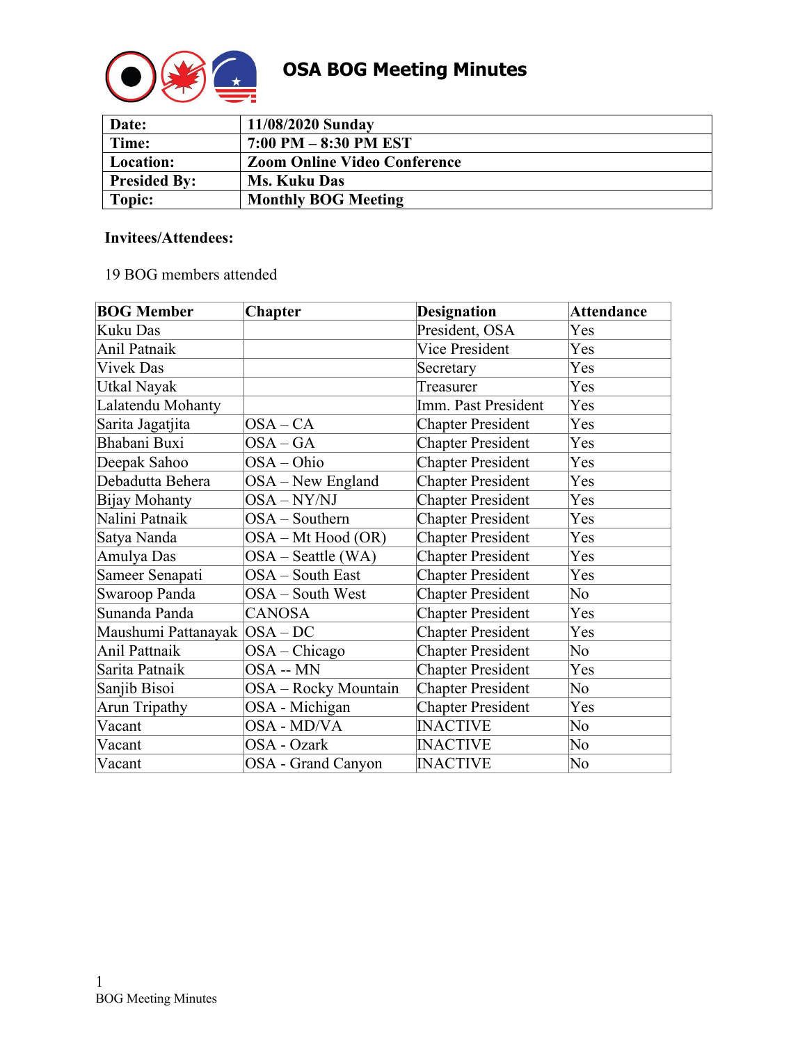# OSA BOG Meeting Minutes

| | |
|---|---|
| **Date:** | **11/08/2020 Sunday** |
| **Time:** | **7:00 PM – 8:30 PM EST** |
| **Location:** | **Zoom Online Video Conference** |
| **Presided By:** | **Ms. Kuku Das** |
| **Topic:** | **Monthly BOG Meeting** |

**Invitees/Attendees:**

19 BOG members attended

| **BOG Member** | **Chapter** | **Designation** | **Attendance** |
|---|---|---|---|
| Kuku Das | | President, OSA | Yes |
| Anil Patnaik | | Vice President | Yes |
| Vivek Das | | Secretary | Yes |
| Utkal Nayak | | Treasurer | Yes |
| Lalatendu Mohanty | | Imm. Past President | Yes |
| Sarita Jagatjita | OSA – CA | Chapter President | Yes |
| Bhabani Buxi | OSA – GA | Chapter President | Yes |
| Deepak Sahoo | OSA – Ohio | Chapter President | Yes |
| Debadutta Behera | OSA – New England | Chapter President | Yes |
| Bijay Mohanty | OSA – NY/NJ | Chapter President | Yes |
| Nalini Patnaik | OSA – Southern | Chapter President | Yes |
| Satya Nanda | OSA – Mt Hood (OR) | Chapter President | Yes |
| Amulya Das | OSA – Seattle (WA) | Chapter President | Yes |
| Sameer Senapati | OSA – South East | Chapter President | Yes |
| Swaroop Panda | OSA – South West | Chapter President | No |
| Sunanda Panda | CANOSA | Chapter President | Yes |
| Maushumi Pattanayak | OSA – DC | Chapter President | Yes |
| Anil Pattnaik | OSA – Chicago | Chapter President | No |
| Sarita Patnaik | OSA -- MN | Chapter President | Yes |
| Sanjib Bisoi | OSA – Rocky Mountain | Chapter President | No |
| Arun Tripathy | OSA - Michigan | Chapter President | Yes |
| Vacant | OSA - MD/VA | INACTIVE | No |
| Vacant | OSA - Ozark | INACTIVE | No |
| Vacant | OSA - Grand Canyon | INACTIVE | No |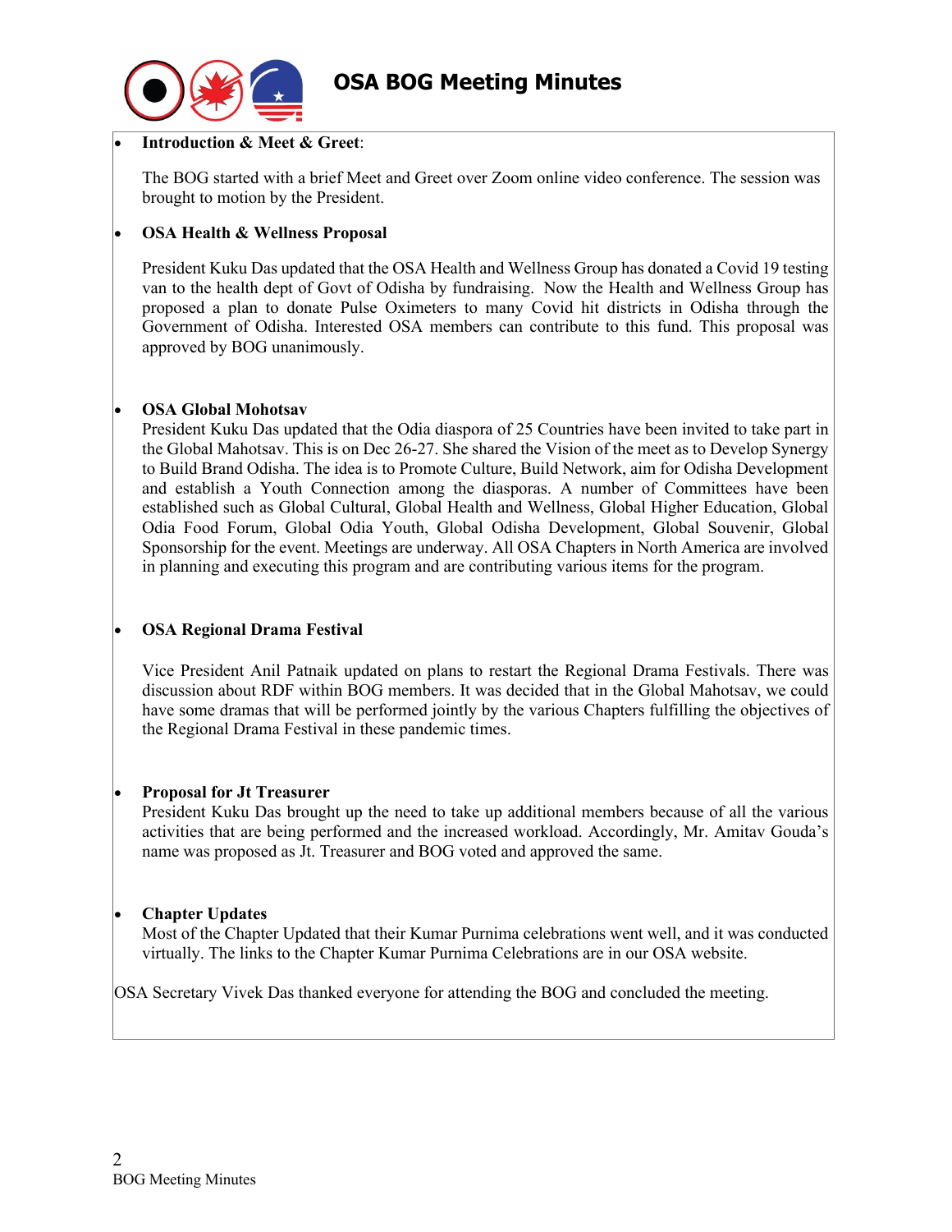- **Introduction & Meet & Greet**:

  The BOG started with a brief Meet and Greet over Zoom online video conference. The session was brought to motion by the President.

- **OSA Health & Wellness Proposal**

  President Kuku Das updated that the OSA Health and Wellness Group has donated a Covid 19 testing van to the health dept of Govt of Odisha by fundraising. Now the Health and Wellness Group has proposed a plan to donate Pulse Oximeters to many Covid hit districts in Odisha through the Government of Odisha. Interested OSA members can contribute to this fund. This proposal was approved by BOG unanimously.

- **OSA Global Mohotsav**

  President Kuku Das updated that the Odia diaspora of 25 Countries have been invited to take part in the Global Mahotsav. This is on Dec 26-27. She shared the Vision of the meet as to Develop Synergy to Build Brand Odisha. The idea is to Promote Culture, Build Network, aim for Odisha Development and establish a Youth Connection among the diasporas. A number of Committees have been established such as Global Cultural, Global Health and Wellness, Global Higher Education, Global Odia Food Forum, Global Odia Youth, Global Odisha Development, Global Souvenir, Global Sponsorship for the event. Meetings are underway. All OSA Chapters in North America are involved in planning and executing this program and are contributing various items for the program.

- **OSA Regional Drama Festival**

  Vice President Anil Patnaik updated on plans to restart the Regional Drama Festivals. There was discussion about RDF within BOG members. It was decided that in the Global Mahotsav, we could have some dramas that will be performed jointly by the various Chapters fulfilling the objectives of the Regional Drama Festival in these pandemic times.

- **Proposal for Jt Treasurer**

  President Kuku Das brought up the need to take up additional members because of all the various activities that are being performed and the increased workload. Accordingly, Mr. Amitav Gouda's name was proposed as Jt. Treasurer and BOG voted and approved the same.

- **Chapter Updates**

  Most of the Chapter Updated that their Kumar Purnima celebrations went well, and it was conducted virtually. The links to the Chapter Kumar Purnima Celebrations are in our OSA website.

OSA Secretary Vivek Das thanked everyone for attending the BOG and concluded the meeting.